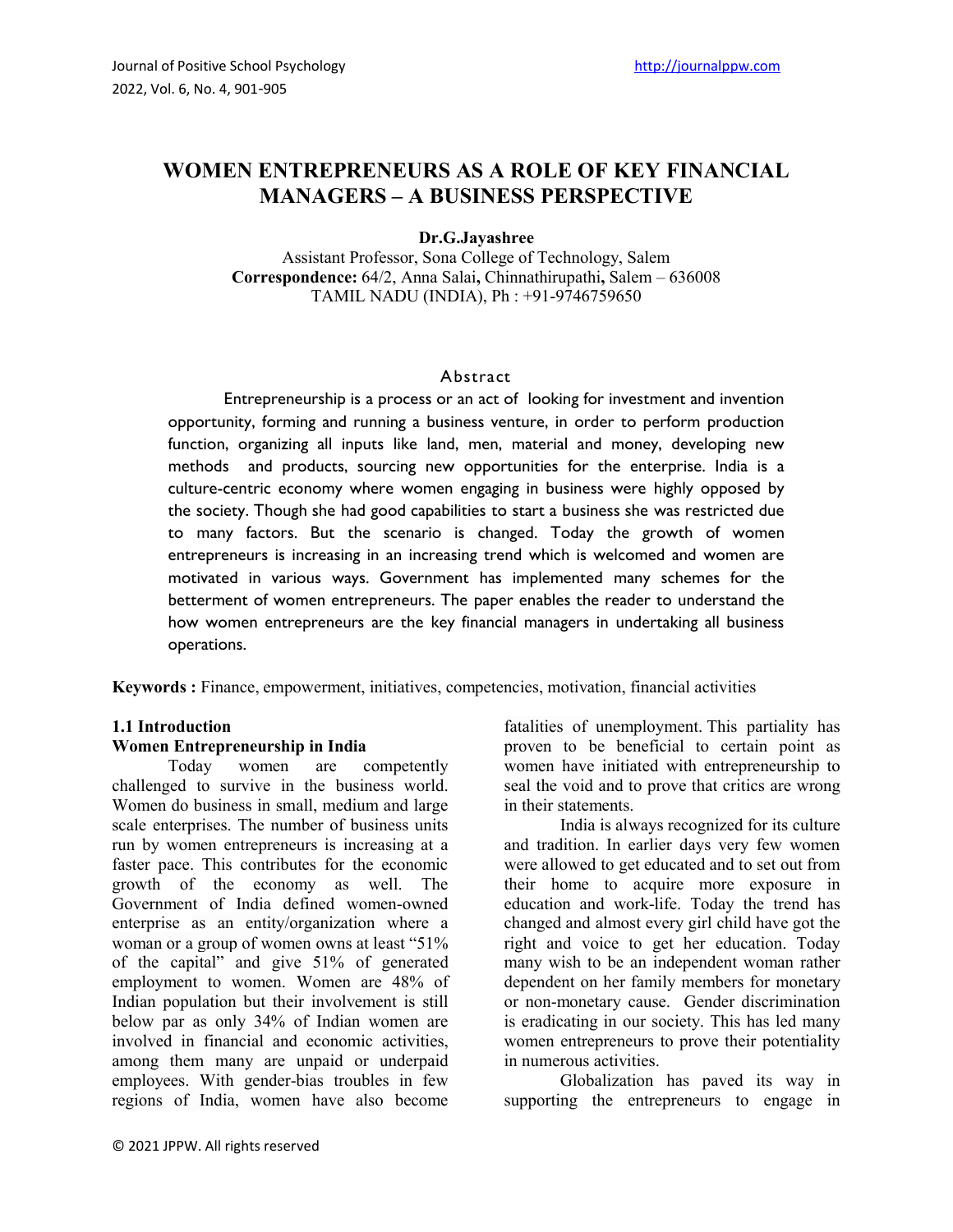# WOMEN ENTREPRENEURS AS A ROLE OF KEY FINANCIAL MANAGERS – A BUSINESS PERSPECTIVE

**Dr.G.Jayashree**

Assistant Professor, Sona College of Technology, Salem

**Correspondence:** 64/2, Anna Salai**,** Chinnathirupathi**,** Salem – 636008

TAMIL NADU (INDIA), Ph : +91-9746759650

## Abstract

Entrepreneurship is a process or an act of looking for investment and invention opportunity, forming and running a business venture, in order to perform production function, organizing all inputs like land, men, material and money, developing new methods and products, sourcing new opportunities for the enterprise. India is a culture-centric economy where women engaging in business were highly opposed by the society. Though she had good capabilities to start a business she was restricted due to many factors. But the scenario is changed. Today the growth of women entrepreneurs is increasing in an increasing trend which is welcomed and women are motivated in various ways. Government has implemented many schemes for the betterment of women entrepreneurs. The paper enables the reader to understand the how women entrepreneurs are the key financial managers in undertaking all business operations.

**Keywords :** Finance, empowerment, initiatives, competencies, motivation, financial activities

## 1.1 Introduction

### Women Entrepreneurship in India

Today women are competently challenged to survive in the business world. Women do business in small, medium and large scale enterprises. The number of business units run by women entrepreneurs is increasing at a faster pace. This contributes for the economic growth of the economy as well. The Government of India defined women-owned enterprise as an entity/organization where a woman or a group of women owns at least "51% of the capital" and give 51% of generated employment to women. Women are 48% of Indian population but their involvement is still below par as only 34% of Indian women are involved in financial and economic activities, among them many are unpaid or underpaid employees. With gender-bias troubles in few regions of India, women have also become fatalities of unemployment. This partiality has proven to be beneficial to certain point as women have initiated with entrepreneurship to seal the void and to prove that critics are wrong in their statements.

India is always recognized for its culture and tradition. In earlier days very few women were allowed to get educated and to set out from their home to acquire more exposure in education and work-life. Today the trend has changed and almost every girl child have got the right and voice to get her education. Today many wish to be an independent woman rather dependent on her family members for monetary or non-monetary cause. Gender discrimination is eradicating in our society. This has led many women entrepreneurs to prove their potentiality in numerous activities.

Globalization has paved its way in supporting the entrepreneurs to engage in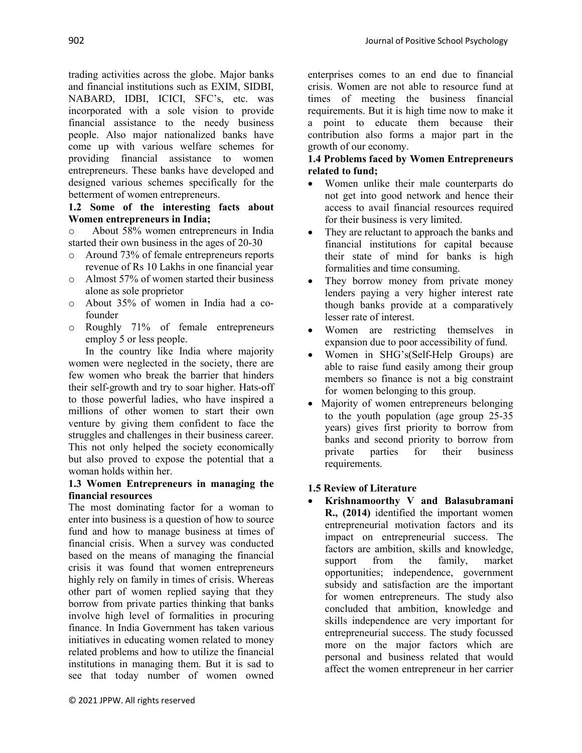trading activities across the globe. Major banks and financial institutions such as EXIM, SIDBI, NABARD, IDBI, ICICI, SFC's, etc. was incorporated with a sole vision to provide financial assistance to the needy business people. Also major nationalized banks have come up with various welfare schemes for providing financial assistance to women entrepreneurs. These banks have developed and designed various schemes specifically for the betterment of women entrepreneurs.

### 1.2 Some of the interesting facts about Women entrepreneurs in India;

- About 58% women entrepreneurs in India started their own business in the ages of 20-30
- Around 73% of female entrepreneurs reports revenue of Rs 10 Lakhs in one financial year
- Almost 57% of women started their business alone as sole proprietor
- About 35% of women in India had a co-founder
- Roughly 71% of female entrepreneurs employ 5 or less people.

In the country like India where majority women were neglected in the society, there are few women who break the barrier that hinders their self-growth and try to soar higher. Hats-off to those powerful ladies, who have inspired a millions of other women to start their own venture by giving them confident to face the struggles and challenges in their business career. This not only helped the society economically but also proved to expose the potential that a woman holds within her.

### 1.3 Women Entrepreneurs in managing the financial resources

The most dominating factor for a woman to enter into business is a question of how to source fund and how to manage business at times of financial crisis. When a survey was conducted based on the means of managing the financial crisis it was found that women entrepreneurs highly rely on family in times of crisis. Whereas other part of women replied saying that they borrow from private parties thinking that banks involve high level of formalities in procuring finance. In India Government has taken various initiatives in educating women related to money related problems and how to utilize the financial institutions in managing them. But it is sad to see that today number of women owned enterprises comes to an end due to financial crisis. Women are not able to resource fund at times of meeting the business financial requirements. But it is high time now to make it a point to educate them because their contribution also forms a major part in the growth of our economy.

### 1.4 Problems faced by Women Entrepreneurs related to fund;

- Women unlike their male counterparts do not get into good network and hence their access to avail financial resources required for their business is very limited.
- They are reluctant to approach the banks and financial institutions for capital because their state of mind for banks is high formalities and time consuming.
- They borrow money from private money lenders paying a very higher interest rate though banks provide at a comparatively lesser rate of interest.
- Women are restricting themselves in expansion due to poor accessibility of fund.
- Women in SHG's(Self-Help Groups) are able to raise fund easily among their group members so finance is not a big constraint for women belonging to this group.
- Majority of women entrepreneurs belonging to the youth population (age group 25-35 years) gives first priority to borrow from banks and second priority to borrow from private parties for their business requirements.

### 1.5 Review of Literature

- **Krishnamoorthy V and Balasubramani R., (2014)** identified the important women entrepreneurial motivation factors and its impact on entrepreneurial success. The factors are ambition, skills and knowledge, support from the family, market opportunities; independence, government subsidy and satisfaction are the important for women entrepreneurs. The study also concluded that ambition, knowledge and skills independence are very important for entrepreneurial success. The study focussed more on the major factors which are personal and business related that would affect the women entrepreneur in her carrier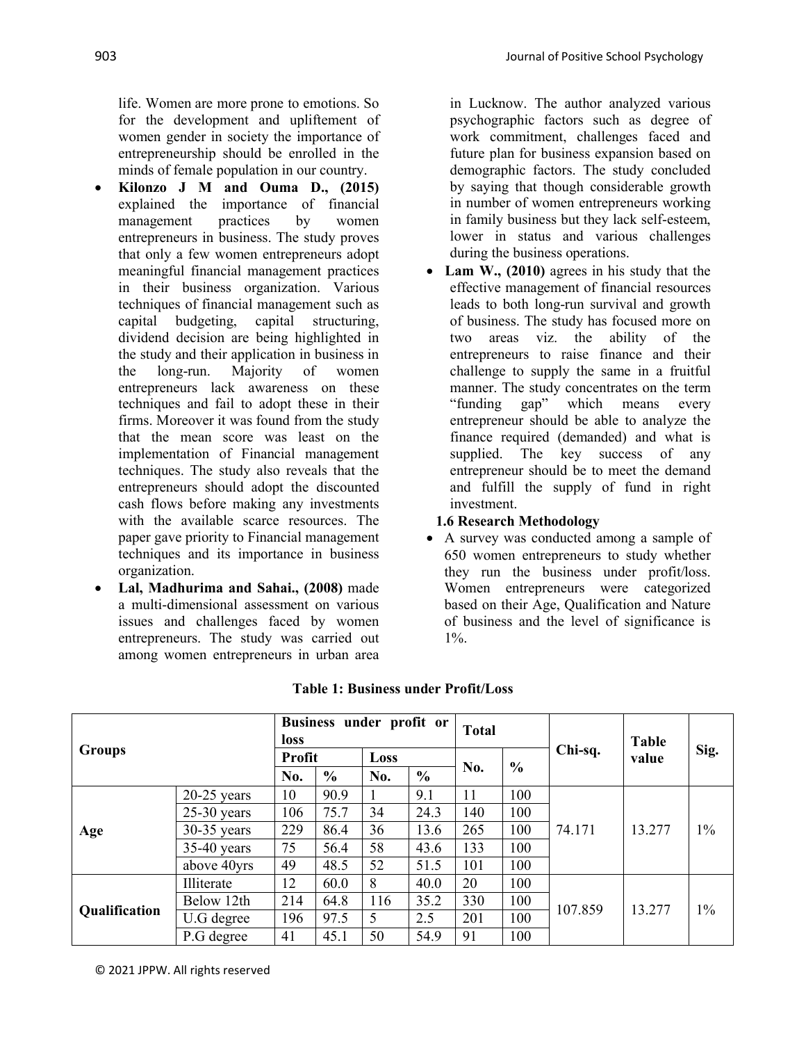life. Women are more prone to emotions. So for the development and upliftement of women gender in society the importance of entrepreneurship should be enrolled in the minds of female population in our country.

- **Kilonzo J M and Ouma D., (2015)** explained the importance of financial management practices by women entrepreneurs in business. The study proves that only a few women entrepreneurs adopt meaningful financial management practices in their business organization. Various techniques of financial management such as capital budgeting, capital structuring, dividend decision are being highlighted in the study and their application in business in the long-run. Majority of women entrepreneurs lack awareness on these techniques and fail to adopt these in their firms. Moreover it was found from the study that the mean score was least on the implementation of Financial management techniques. The study also reveals that the entrepreneurs should adopt the discounted cash flows before making any investments with the available scarce resources. The paper gave priority to Financial management techniques and its importance in business organization.
- **Lal, Madhurima and Sahai., (2008)** made a multi-dimensional assessment on various issues and challenges faced by women entrepreneurs. The study was carried out among women entrepreneurs in urban area in Lucknow. The author analyzed various psychographic factors such as degree of work commitment, challenges faced and future plan for business expansion based on demographic factors. The study concluded by saying that though considerable growth in number of women entrepreneurs working in family business but they lack self-esteem, lower in status and various challenges during the business operations.
- **Lam W., (2010)** agrees in his study that the effective management of financial resources leads to both long-run survival and growth of business. The study has focused more on two areas viz. the ability of the entrepreneurs to raise finance and their challenge to supply the same in a fruitful manner. The study concentrates on the term "funding gap" which means every entrepreneur should be able to analyze the finance required (demanded) and what is supplied. The key success of any entrepreneur should be to meet the demand and fulfill the supply of fund in right investment.

### 1.6 Research Methodology

- A survey was conducted among a sample of 650 women entrepreneurs to study whether they run the business under profit/loss. Women entrepreneurs were categorized based on their Age, Qualification and Nature of business and the level of significance is 1%.

**Table 1: Business under Profit/Loss**

| Groups | | Business under profit or loss | | | | Total | | Chi-sq. | Table value | Sig. |
|---|---|---|---|---|---|---|---|---|---|---|
| | | Profit | | Loss | | | | | | |
| | | No. | % | No. | % | No. | % | | | |
| Age | 20-25 years | 10 | 90.9 | 1 | 9.1 | 11 | 100 | 74.171 | 13.277 | 1% |
| | 25-30 years | 106 | 75.7 | 34 | 24.3 | 140 | 100 | | | |
| | 30-35 years | 229 | 86.4 | 36 | 13.6 | 265 | 100 | | | |
| | 35-40 years | 75 | 56.4 | 58 | 43.6 | 133 | 100 | | | |
| | above 40yrs | 49 | 48.5 | 52 | 51.5 | 101 | 100 | | | |
| Qualification | Illiterate | 12 | 60.0 | 8 | 40.0 | 20 | 100 | 107.859 | 13.277 | 1% |
| | Below 12th | 214 | 64.8 | 116 | 35.2 | 330 | 100 | | | |
| | U.G degree | 196 | 97.5 | 5 | 2.5 | 201 | 100 | | | |
| | P.G degree | 41 | 45.1 | 50 | 54.9 | 91 | 100 | | | |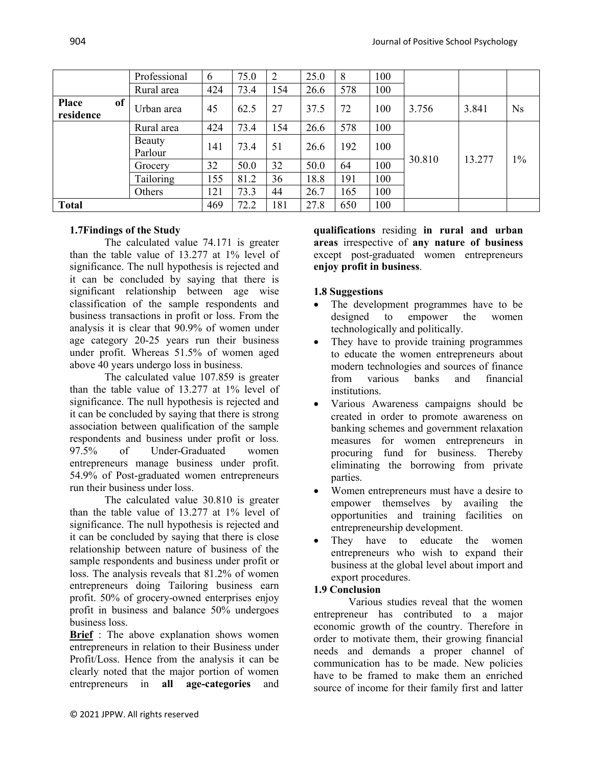|  | Professional | 6 | 75.0 | 2 | 25.0 | 8 | 100 |  |  |  |
|---|---|---|---|---|---|---|---|---|---|---|
|  | Rural area | 424 | 73.4 | 154 | 26.6 | 578 | 100 |  |  |  |
| **Place of residence** | Urban area | 45 | 62.5 | 27 | 37.5 | 72 | 100 | 3.756 | 3.841 | Ns |
|  | Rural area | 424 | 73.4 | 154 | 26.6 | 578 | 100 | 30.810 | 13.277 | 1% |
|  | Beauty Parlour | 141 | 73.4 | 51 | 26.6 | 192 | 100 |  |  |  |
|  | Grocery | 32 | 50.0 | 32 | 50.0 | 64 | 100 |  |  |  |
|  | Tailoring | 155 | 81.2 | 36 | 18.8 | 191 | 100 |  |  |  |
|  | Others | 121 | 73.3 | 44 | 26.7 | 165 | 100 |  |  |  |
| **Total** |  | 469 | 72.2 | 181 | 27.8 | 650 | 100 |  |  |  |

### 1.7Findings of the Study

The calculated value 74.171 is greater than the table value of 13.277 at 1% level of significance. The null hypothesis is rejected and it can be concluded by saying that there is significant relationship between age wise classification of the sample respondents and business transactions in profit or loss. From the analysis it is clear that 90.9% of women under age category 20-25 years run their business under profit. Whereas 51.5% of women aged above 40 years undergo loss in business.

The calculated value 107.859 is greater than the table value of 13.277 at 1% level of significance. The null hypothesis is rejected and it can be concluded by saying that there is strong association between qualification of the sample respondents and business under profit or loss. 97.5% of Under-Graduated women entrepreneurs manage business under profit. 54.9% of Post-graduated women entrepreneurs run their business under loss.

The calculated value 30.810 is greater than the table value of 13.277 at 1% level of significance. The null hypothesis is rejected and it can be concluded by saying that there is close relationship between nature of business of the sample respondents and business under profit or loss. The analysis reveals that 81.2% of women entrepreneurs doing Tailoring business earn profit. 50% of grocery-owned enterprises enjoy profit in business and balance 50% undergoes business loss.

**Brief** : The above explanation shows women entrepreneurs in relation to their Business under Profit/Loss. Hence from the analysis it can be clearly noted that the major portion of women entrepreneurs in **all age-categories** and **qualifications** residing **in rural and urban areas** irrespective of **any nature of business** except post-graduated women entrepreneurs **enjoy profit in business**.

### 1.8 Suggestions

- The development programmes have to be designed to empower the women technologically and politically.
- They have to provide training programmes to educate the women entrepreneurs about modern technologies and sources of finance from various banks and financial institutions.
- Various Awareness campaigns should be created in order to promote awareness on banking schemes and government relaxation measures for women entrepreneurs in procuring fund for business. Thereby eliminating the borrowing from private parties.
- Women entrepreneurs must have a desire to empower themselves by availing the opportunities and training facilities on entrepreneurship development.
- They have to educate the women entrepreneurs who wish to expand their business at the global level about import and export procedures.

### 1.9 Conclusion

Various studies reveal that the women entrepreneur has contributed to a major economic growth of the country. Therefore in order to motivate them, their growing financial needs and demands a proper channel of communication has to be made. New policies have to be framed to make them an enriched source of income for their family first and latter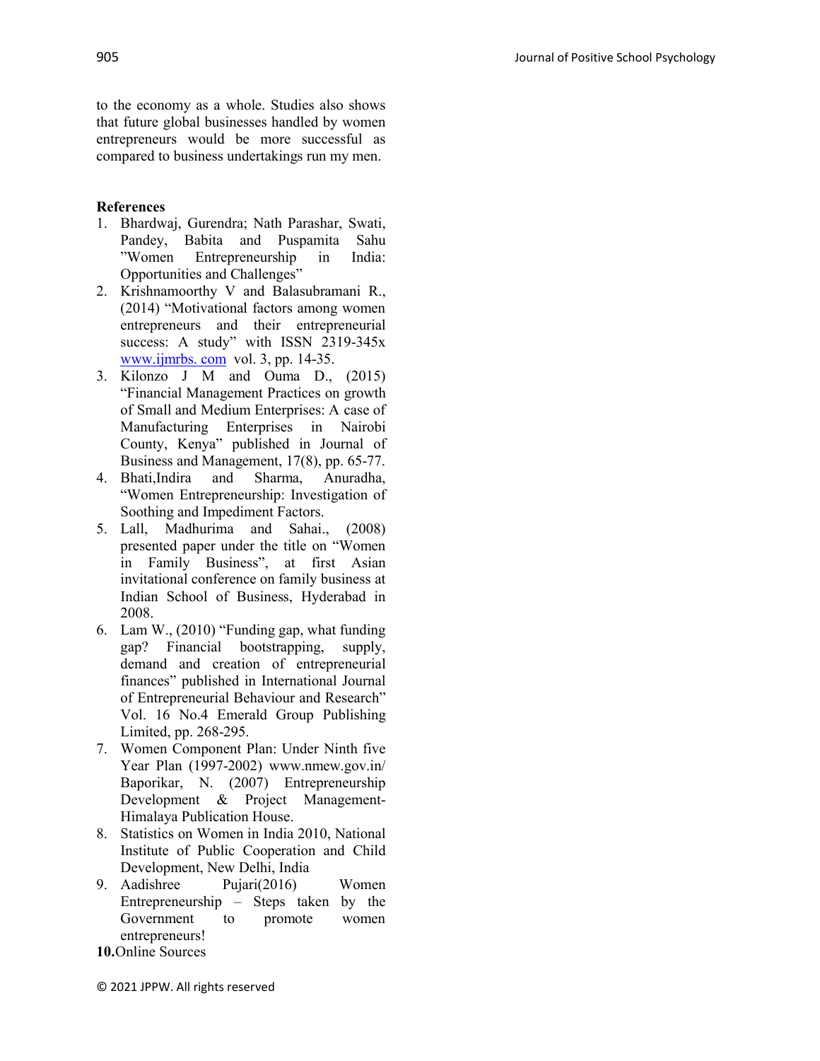to the economy as a whole. Studies also shows that future global businesses handled by women entrepreneurs would be more successful as compared to business undertakings run my men.

**References**

1. Bhardwaj, Gurendra; Nath Parashar, Swati, Pandey, Babita and Puspamita Sahu "Women Entrepreneurship in India: Opportunities and Challenges"
2. Krishnamoorthy V and Balasubramani R., (2014) "Motivational factors among women entrepreneurs and their entrepreneurial success: A study" with ISSN 2319-345x www.ijmrbs. com vol. 3, pp. 14-35.
3. Kilonzo J M and Ouma D., (2015) "Financial Management Practices on growth of Small and Medium Enterprises: A case of Manufacturing Enterprises in Nairobi County, Kenya" published in Journal of Business and Management, 17(8), pp. 65-77.
4. Bhati,Indira and Sharma, Anuradha, "Women Entrepreneurship: Investigation of Soothing and Impediment Factors.
5. Lall, Madhurima and Sahai., (2008) presented paper under the title on "Women in Family Business", at first Asian invitational conference on family business at Indian School of Business, Hyderabad in 2008.
6. Lam W., (2010) "Funding gap, what funding gap? Financial bootstrapping, supply, demand and creation of entrepreneurial finances" published in International Journal of Entrepreneurial Behaviour and Research" Vol. 16 No.4 Emerald Group Publishing Limited, pp. 268-295.
7. Women Component Plan: Under Ninth five Year Plan (1997-2002) www.nmew.gov.in/ Baporikar, N. (2007) Entrepreneurship Development & Project Management- Himalaya Publication House.
8. Statistics on Women in India 2010, National Institute of Public Cooperation and Child Development, New Delhi, India
9. Aadishree Pujari(2016) Women Entrepreneurship – Steps taken by the Government to promote women entrepreneurs!
10. Online Sources